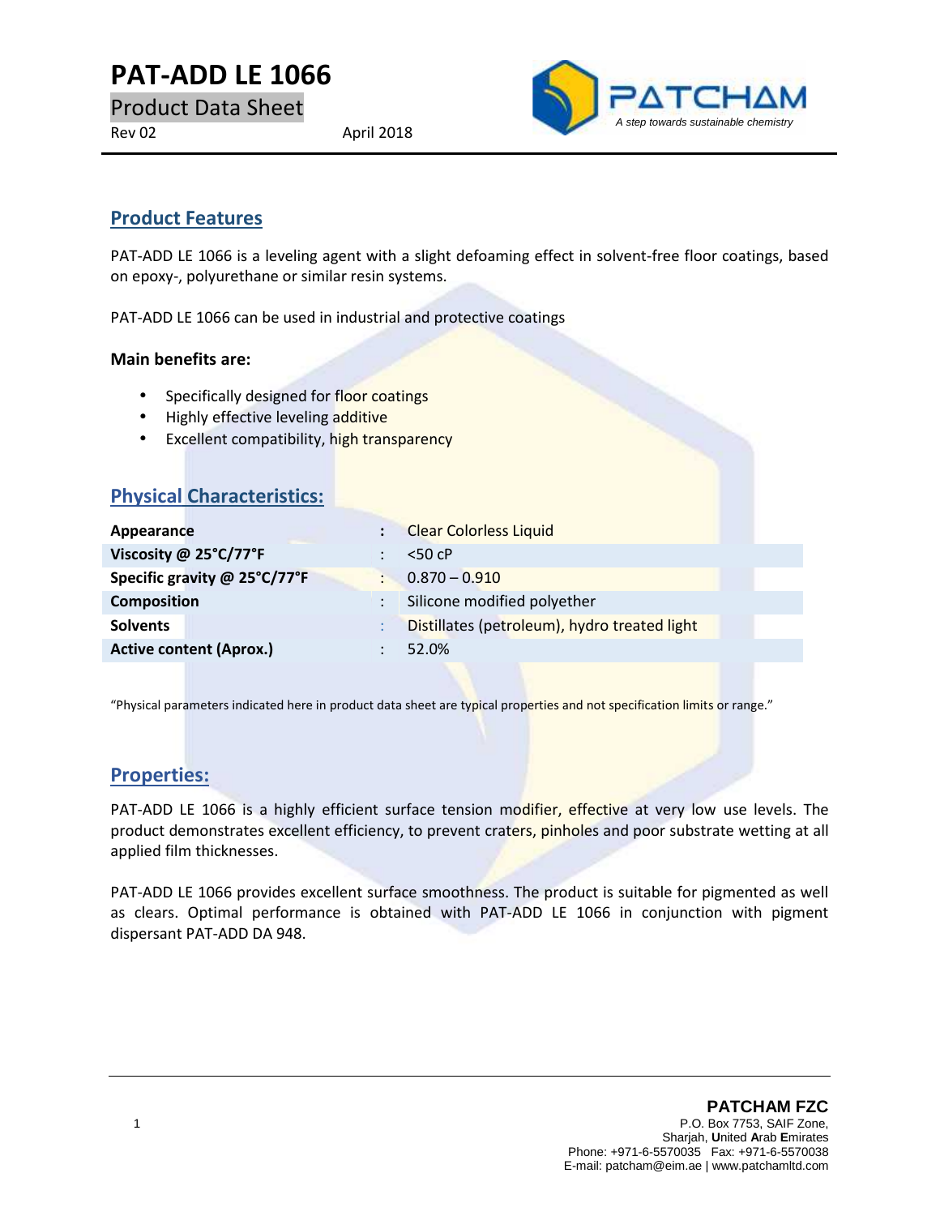# PAT-ADD LE 1066

Product Data Sheet

Rev 02 April 2018

PATCHAM

*A step towards sustainable chemistry*

## Product Features

PAT-ADD LE 1066 is a leveling agent with a slight defoaming effect in solvent-free floor coatings, based on epoxy-, polyurethane or similar resin systems.

PAT-ADD LE 1066 can be used in industrial and protective coatings

**Main benefits are:**

- Specifically designed for floor coatings
- Highly effective leveling additive
- Excellent compatibility, high transparency

## Physical Characteristics:

| | | |
|---|---|---|
| **Appearance** | : | Clear Colorless Liquid |
| **Viscosity @ 25°C/77°F** | : | <50 cP |
| **Specific gravity @ 25°C/77°F** | : | 0.870 – 0.910 |
| **Composition** | : | Silicone modified polyether |
| **Solvents** | : | Distillates (petroleum), hydro treated light |
| **Active content (Aprox.)** | : | 52.0% |

"Physical parameters indicated here in product data sheet are typical properties and not specification limits or range."

## Properties:

PAT-ADD LE 1066 is a highly efficient surface tension modifier, effective at very low use levels. The product demonstrates excellent efficiency, to prevent craters, pinholes and poor substrate wetting at all applied film thicknesses.

PAT-ADD LE 1066 provides excellent surface smoothness. The product is suitable for pigmented as well as clears. Optimal performance is obtained with PAT-ADD LE 1066 in conjunction with pigment dispersant PAT-ADD DA 948.

**PATCHAM FZC**
P.O. Box 7753, SAIF Zone,
Sharjah, **U**nited **A**rab **E**mirates
Phone: +971-6-5570035 Fax: +971-6-5570038
E-mail: patcham@eim.ae | www.patchamltd.com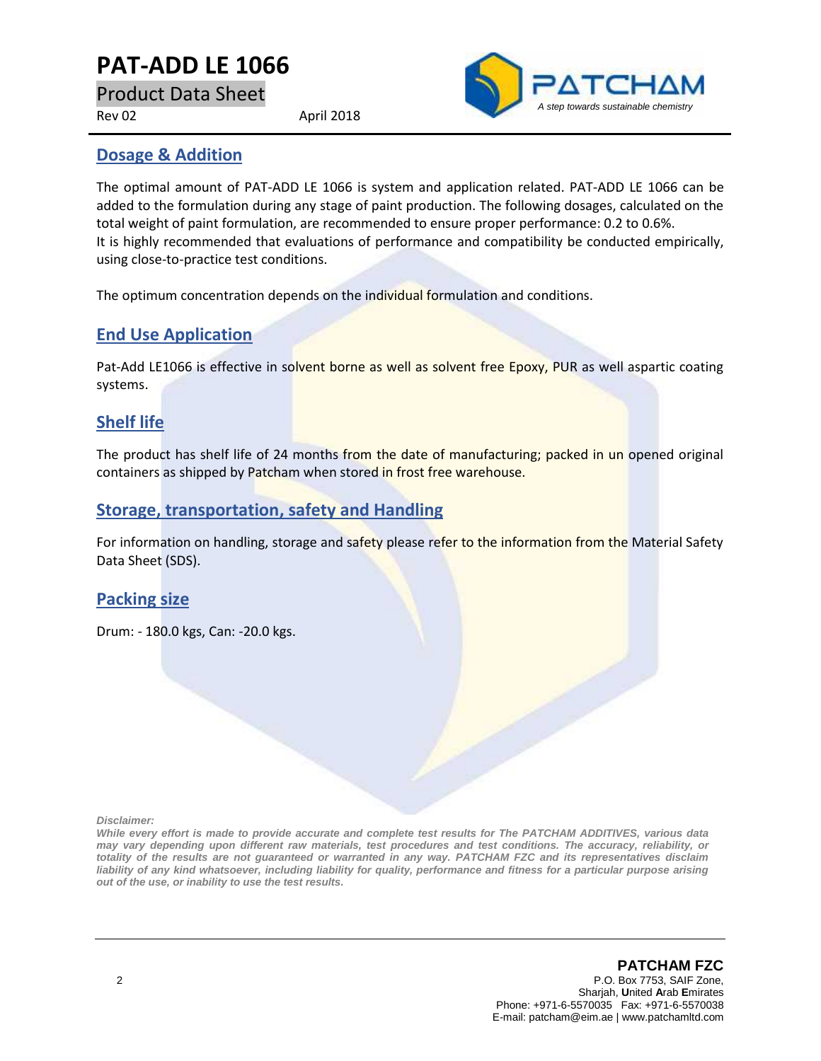## Dosage & Addition

The optimal amount of PAT-ADD LE 1066 is system and application related. PAT-ADD LE 1066 can be added to the formulation during any stage of paint production. The following dosages, calculated on the total weight of paint formulation, are recommended to ensure proper performance: 0.2 to 0.6%.
It is highly recommended that evaluations of performance and compatibility be conducted empirically, using close-to-practice test conditions.

The optimum concentration depends on the individual formulation and conditions.

## End Use Application

Pat-Add LE1066 is effective in solvent borne as well as solvent free Epoxy, PUR as well aspartic coating systems.

## Shelf life

The product has shelf life of 24 months from the date of manufacturing; packed in un opened original containers as shipped by Patcham when stored in frost free warehouse.

## Storage, transportation, safety and Handling

For information on handling, storage and safety please refer to the information from the Material Safety Data Sheet (SDS).

## Packing size

Drum: - 180.0 kgs, Can: -20.0 kgs.

***Disclaimer:***

***While every effort is made to provide accurate and complete test results for The PATCHAM ADDITIVES, various data may vary depending upon different raw materials, test procedures and test conditions. The accuracy, reliability, or totality of the results are not guaranteed or warranted in any way. PATCHAM FZC and its representatives disclaim liability of any kind whatsoever, including liability for quality, performance and fitness for a particular purpose arising out of the use, or inability to use the test results.***

**PATCHAM FZC**
P.O. Box 7753, SAIF Zone,
Sharjah, **U**nited **A**rab **E**mirates
Phone: +971-6-5570035 Fax: +971-6-5570038
E-mail: patcham@eim.ae | www.patchamltd.com